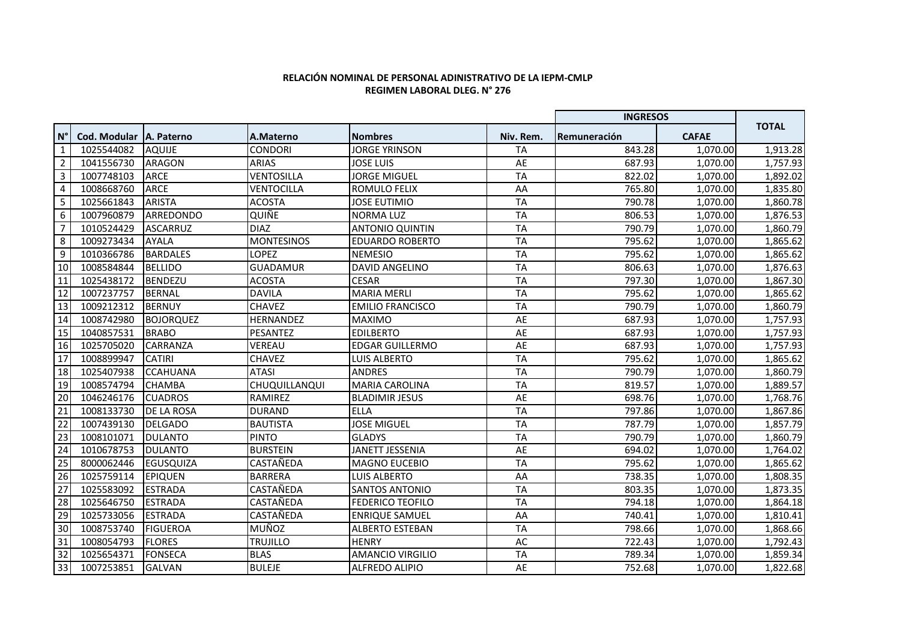**RELACIÓN NOMINAL DE PERSONAL ADINISTRATIVO DE LA IEPM-CMLP**
**REGIMEN LABORAL DLEG. N° 276**

| N° | Cod. Modular | A. Paterno | A.Materno | Nombres | Niv. Rem. | INGRESOS | | TOTAL |
|---|---|---|---|---|---|---|---|---|
| | | | | | | Remuneración | CAFAE | |
| 1 | 1025544082 | AQUIJE | CONDORI | JORGE YRINSON | TA | 843.28 | 1,070.00 | 1,913.28 |
| 2 | 1041556730 | ARAGON | ARIAS | JOSE LUIS | AE | 687.93 | 1,070.00 | 1,757.93 |
| 3 | 1007748103 | ARCE | VENTOSILLA | JORGE MIGUEL | TA | 822.02 | 1,070.00 | 1,892.02 |
| 4 | 1008668760 | ARCE | VENTOCILLA | ROMULO FELIX | AA | 765.80 | 1,070.00 | 1,835.80 |
| 5 | 1025661843 | ARISTA | ACOSTA | JOSE EUTIMIO | TA | 790.78 | 1,070.00 | 1,860.78 |
| 6 | 1007960879 | ARREDONDO | QUIÑE | NORMA LUZ | TA | 806.53 | 1,070.00 | 1,876.53 |
| 7 | 1010524429 | ASCARRUZ | DIAZ | ANTONIO QUINTIN | TA | 790.79 | 1,070.00 | 1,860.79 |
| 8 | 1009273434 | AYALA | MONTESINOS | EDUARDO ROBERTO | TA | 795.62 | 1,070.00 | 1,865.62 |
| 9 | 1010366786 | BARDALES | LOPEZ | NEMESIO | TA | 795.62 | 1,070.00 | 1,865.62 |
| 10 | 1008584844 | BELLIDO | GUADAMUR | DAVID ANGELINO | TA | 806.63 | 1,070.00 | 1,876.63 |
| 11 | 1025438172 | BENDEZU | ACOSTA | CESAR | TA | 797.30 | 1,070.00 | 1,867.30 |
| 12 | 1007237757 | BERNAL | DAVILA | MARIA MERLI | TA | 795.62 | 1,070.00 | 1,865.62 |
| 13 | 1009212312 | BERNUY | CHAVEZ | EMILIO FRANCISCO | TA | 790.79 | 1,070.00 | 1,860.79 |
| 14 | 1008742980 | BOJORQUEZ | HERNANDEZ | MAXIMO | AE | 687.93 | 1,070.00 | 1,757.93 |
| 15 | 1040857531 | BRABO | PESANTEZ | EDILBERTO | AE | 687.93 | 1,070.00 | 1,757.93 |
| 16 | 1025705020 | CARRANZA | VEREAU | EDGAR GUILLERMO | AE | 687.93 | 1,070.00 | 1,757.93 |
| 17 | 1008899947 | CATIRI | CHAVEZ | LUIS ALBERTO | TA | 795.62 | 1,070.00 | 1,865.62 |
| 18 | 1025407938 | CCAHUANA | ATASI | ANDRES | TA | 790.79 | 1,070.00 | 1,860.79 |
| 19 | 1008574794 | CHAMBA | CHUQUILLANQUI | MARIA CAROLINA | TA | 819.57 | 1,070.00 | 1,889.57 |
| 20 | 1046246176 | CUADROS | RAMIREZ | BLADIMIR JESUS | AE | 698.76 | 1,070.00 | 1,768.76 |
| 21 | 1008133730 | DE LA ROSA | DURAND | ELLA | TA | 797.86 | 1,070.00 | 1,867.86 |
| 22 | 1007439130 | DELGADO | BAUTISTA | JOSE MIGUEL | TA | 787.79 | 1,070.00 | 1,857.79 |
| 23 | 1008101071 | DULANTO | PINTO | GLADYS | TA | 790.79 | 1,070.00 | 1,860.79 |
| 24 | 1010678753 | DULANTO | BURSTEIN | JANETT JESSENIA | AE | 694.02 | 1,070.00 | 1,764.02 |
| 25 | 8000062446 | EGUSQUIZA | CASTAÑEDA | MAGNO EUCEBIO | TA | 795.62 | 1,070.00 | 1,865.62 |
| 26 | 1025759114 | EPIQUEN | BARRERA | LUIS ALBERTO | AA | 738.35 | 1,070.00 | 1,808.35 |
| 27 | 1025583092 | ESTRADA | CASTAÑEDA | SANTOS ANTONIO | TA | 803.35 | 1,070.00 | 1,873.35 |
| 28 | 1025646750 | ESTRADA | CASTAÑEDA | FEDERICO TEOFILO | TA | 794.18 | 1,070.00 | 1,864.18 |
| 29 | 1025733056 | ESTRADA | CASTAÑEDA | ENRIQUE SAMUEL | AA | 740.41 | 1,070.00 | 1,810.41 |
| 30 | 1008753740 | FIGUEROA | MUÑOZ | ALBERTO ESTEBAN | TA | 798.66 | 1,070.00 | 1,868.66 |
| 31 | 1008054793 | FLORES | TRUJILLO | HENRY | AC | 722.43 | 1,070.00 | 1,792.43 |
| 32 | 1025654371 | FONSECA | BLAS | AMANCIO VIRGILIO | TA | 789.34 | 1,070.00 | 1,859.34 |
| 33 | 1007253851 | GALVAN | BULEJE | ALFREDO ALIPIO | AE | 752.68 | 1,070.00 | 1,822.68 |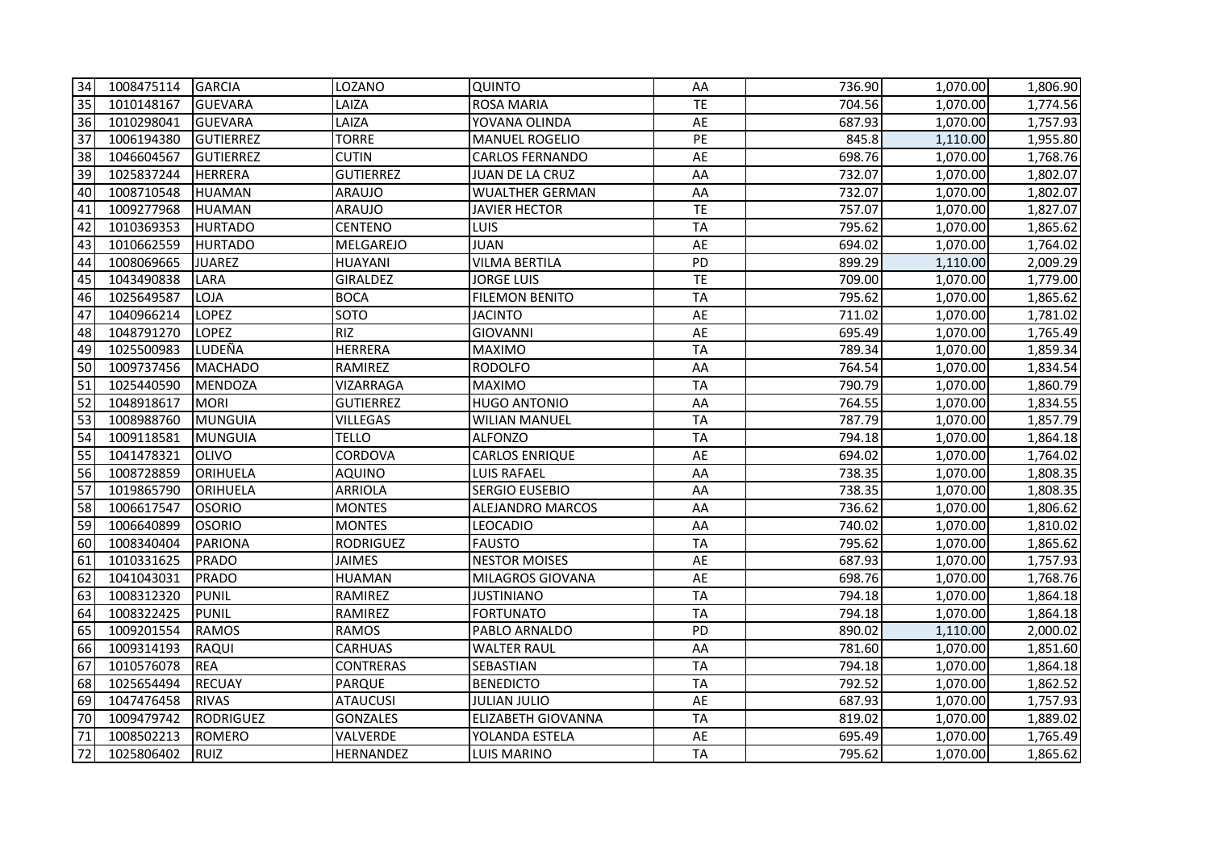| | | | | | | | | |
|---|---|---|---|---|---|---|---|---|
| 34 | 1008475114 | GARCIA | LOZANO | QUINTO | AA | 736.90 | 1,070.00 | 1,806.90 |
| 35 | 1010148167 | GUEVARA | LAIZA | ROSA MARIA | TE | 704.56 | 1,070.00 | 1,774.56 |
| 36 | 1010298041 | GUEVARA | LAIZA | YOVANA OLINDA | AE | 687.93 | 1,070.00 | 1,757.93 |
| 37 | 1006194380 | GUTIERREZ | TORRE | MANUEL ROGELIO | PE | 845.8 | 1,110.00 | 1,955.80 |
| 38 | 1046604567 | GUTIERREZ | CUTIN | CARLOS FERNANDO | AE | 698.76 | 1,070.00 | 1,768.76 |
| 39 | 1025837244 | HERRERA | GUTIERREZ | JUAN DE LA CRUZ | AA | 732.07 | 1,070.00 | 1,802.07 |
| 40 | 1008710548 | HUAMAN | ARAUJO | WUALTHER GERMAN | AA | 732.07 | 1,070.00 | 1,802.07 |
| 41 | 1009277968 | HUAMAN | ARAUJO | JAVIER HECTOR | TE | 757.07 | 1,070.00 | 1,827.07 |
| 42 | 1010369353 | HURTADO | CENTENO | LUIS | TA | 795.62 | 1,070.00 | 1,865.62 |
| 43 | 1010662559 | HURTADO | MELGAREJO | JUAN | AE | 694.02 | 1,070.00 | 1,764.02 |
| 44 | 1008069665 | JUAREZ | HUAYANI | VILMA BERTILA | PD | 899.29 | 1,110.00 | 2,009.29 |
| 45 | 1043490838 | LARA | GIRALDEZ | JORGE LUIS | TE | 709.00 | 1,070.00 | 1,779.00 |
| 46 | 1025649587 | LOJA | BOCA | FILEMON BENITO | TA | 795.62 | 1,070.00 | 1,865.62 |
| 47 | 1040966214 | LOPEZ | SOTO | JACINTO | AE | 711.02 | 1,070.00 | 1,781.02 |
| 48 | 1048791270 | LOPEZ | RIZ | GIOVANNI | AE | 695.49 | 1,070.00 | 1,765.49 |
| 49 | 1025500983 | LUDEÑA | HERRERA | MAXIMO | TA | 789.34 | 1,070.00 | 1,859.34 |
| 50 | 1009737456 | MACHADO | RAMIREZ | RODOLFO | AA | 764.54 | 1,070.00 | 1,834.54 |
| 51 | 1025440590 | MENDOZA | VIZARRAGA | MAXIMO | TA | 790.79 | 1,070.00 | 1,860.79 |
| 52 | 1048918617 | MORI | GUTIERREZ | HUGO ANTONIO | AA | 764.55 | 1,070.00 | 1,834.55 |
| 53 | 1008988760 | MUNGUIA | VILLEGAS | WILIAN MANUEL | TA | 787.79 | 1,070.00 | 1,857.79 |
| 54 | 1009118581 | MUNGUIA | TELLO | ALFONZO | TA | 794.18 | 1,070.00 | 1,864.18 |
| 55 | 1041478321 | OLIVO | CORDOVA | CARLOS ENRIQUE | AE | 694.02 | 1,070.00 | 1,764.02 |
| 56 | 1008728859 | ORIHUELA | AQUINO | LUIS RAFAEL | AA | 738.35 | 1,070.00 | 1,808.35 |
| 57 | 1019865790 | ORIHUELA | ARRIOLA | SERGIO EUSEBIO | AA | 738.35 | 1,070.00 | 1,808.35 |
| 58 | 1006617547 | OSORIO | MONTES | ALEJANDRO MARCOS | AA | 736.62 | 1,070.00 | 1,806.62 |
| 59 | 1006640899 | OSORIO | MONTES | LEOCADIO | AA | 740.02 | 1,070.00 | 1,810.02 |
| 60 | 1008340404 | PARIONA | RODRIGUEZ | FAUSTO | TA | 795.62 | 1,070.00 | 1,865.62 |
| 61 | 1010331625 | PRADO | JAIMES | NESTOR MOISES | AE | 687.93 | 1,070.00 | 1,757.93 |
| 62 | 1041043031 | PRADO | HUAMAN | MILAGROS GIOVANA | AE | 698.76 | 1,070.00 | 1,768.76 |
| 63 | 1008312320 | PUNIL | RAMIREZ | JUSTINIANO | TA | 794.18 | 1,070.00 | 1,864.18 |
| 64 | 1008322425 | PUNIL | RAMIREZ | FORTUNATO | TA | 794.18 | 1,070.00 | 1,864.18 |
| 65 | 1009201554 | RAMOS | RAMOS | PABLO ARNALDO | PD | 890.02 | 1,110.00 | 2,000.02 |
| 66 | 1009314193 | RAQUI | CARHUAS | WALTER RAUL | AA | 781.60 | 1,070.00 | 1,851.60 |
| 67 | 1010576078 | REA | CONTRERAS | SEBASTIAN | TA | 794.18 | 1,070.00 | 1,864.18 |
| 68 | 1025654494 | RECUAY | PARQUE | BENEDICTO | TA | 792.52 | 1,070.00 | 1,862.52 |
| 69 | 1047476458 | RIVAS | ATAUCUSI | JULIAN JULIO | AE | 687.93 | 1,070.00 | 1,757.93 |
| 70 | 1009479742 | RODRIGUEZ | GONZALES | ELIZABETH GIOVANNA | TA | 819.02 | 1,070.00 | 1,889.02 |
| 71 | 1008502213 | ROMERO | VALVERDE | YOLANDA ESTELA | AE | 695.49 | 1,070.00 | 1,765.49 |
| 72 | 1025806402 | RUIZ | HERNANDEZ | LUIS MARINO | TA | 795.62 | 1,070.00 | 1,865.62 |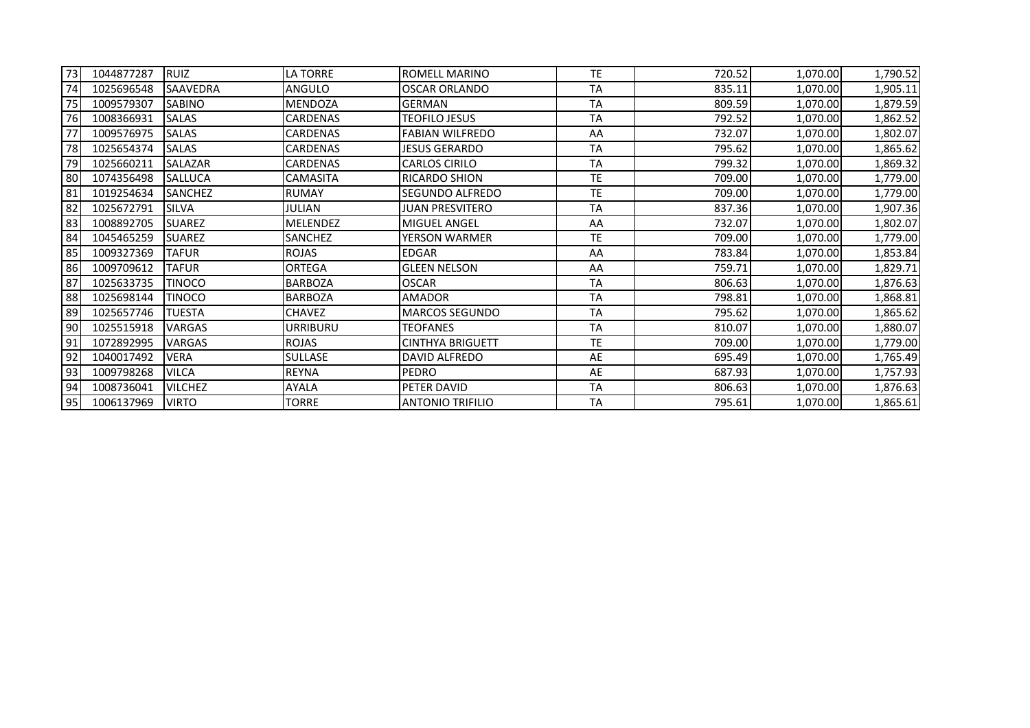| | | | | | | | | |
|---|---|---|---|---|---|---|---|---|
| 73 | 1044877287 | RUIZ | LA TORRE | ROMELL MARINO | TE | 720.52 | 1,070.00 | 1,790.52 |
| 74 | 1025696548 | SAAVEDRA | ANGULO | OSCAR ORLANDO | TA | 835.11 | 1,070.00 | 1,905.11 |
| 75 | 1009579307 | SABINO | MENDOZA | GERMAN | TA | 809.59 | 1,070.00 | 1,879.59 |
| 76 | 1008366931 | SALAS | CARDENAS | TEOFILO JESUS | TA | 792.52 | 1,070.00 | 1,862.52 |
| 77 | 1009576975 | SALAS | CARDENAS | FABIAN WILFREDO | AA | 732.07 | 1,070.00 | 1,802.07 |
| 78 | 1025654374 | SALAS | CARDENAS | JESUS GERARDO | TA | 795.62 | 1,070.00 | 1,865.62 |
| 79 | 1025660211 | SALAZAR | CARDENAS | CARLOS CIRILO | TA | 799.32 | 1,070.00 | 1,869.32 |
| 80 | 1074356498 | SALLUCA | CAMASITA | RICARDO SHION | TE | 709.00 | 1,070.00 | 1,779.00 |
| 81 | 1019254634 | SANCHEZ | RUMAY | SEGUNDO ALFREDO | TE | 709.00 | 1,070.00 | 1,779.00 |
| 82 | 1025672791 | SILVA | JULIAN | JUAN PRESVITERO | TA | 837.36 | 1,070.00 | 1,907.36 |
| 83 | 1008892705 | SUAREZ | MELENDEZ | MIGUEL ANGEL | AA | 732.07 | 1,070.00 | 1,802.07 |
| 84 | 1045465259 | SUAREZ | SANCHEZ | YERSON WARMER | TE | 709.00 | 1,070.00 | 1,779.00 |
| 85 | 1009327369 | TAFUR | ROJAS | EDGAR | AA | 783.84 | 1,070.00 | 1,853.84 |
| 86 | 1009709612 | TAFUR | ORTEGA | GLEEN NELSON | AA | 759.71 | 1,070.00 | 1,829.71 |
| 87 | 1025633735 | TINOCO | BARBOZA | OSCAR | TA | 806.63 | 1,070.00 | 1,876.63 |
| 88 | 1025698144 | TINOCO | BARBOZA | AMADOR | TA | 798.81 | 1,070.00 | 1,868.81 |
| 89 | 1025657746 | TUESTA | CHAVEZ | MARCOS SEGUNDO | TA | 795.62 | 1,070.00 | 1,865.62 |
| 90 | 1025515918 | VARGAS | URRIBURU | TEOFANES | TA | 810.07 | 1,070.00 | 1,880.07 |
| 91 | 1072892995 | VARGAS | ROJAS | CINTHYA BRIGUETT | TE | 709.00 | 1,070.00 | 1,779.00 |
| 92 | 1040017492 | VERA | SULLASE | DAVID ALFREDO | AE | 695.49 | 1,070.00 | 1,765.49 |
| 93 | 1009798268 | VILCA | REYNA | PEDRO | AE | 687.93 | 1,070.00 | 1,757.93 |
| 94 | 1008736041 | VILCHEZ | AYALA | PETER DAVID | TA | 806.63 | 1,070.00 | 1,876.63 |
| 95 | 1006137969 | VIRTO | TORRE | ANTONIO TRIFILIO | TA | 795.61 | 1,070.00 | 1,865.61 |